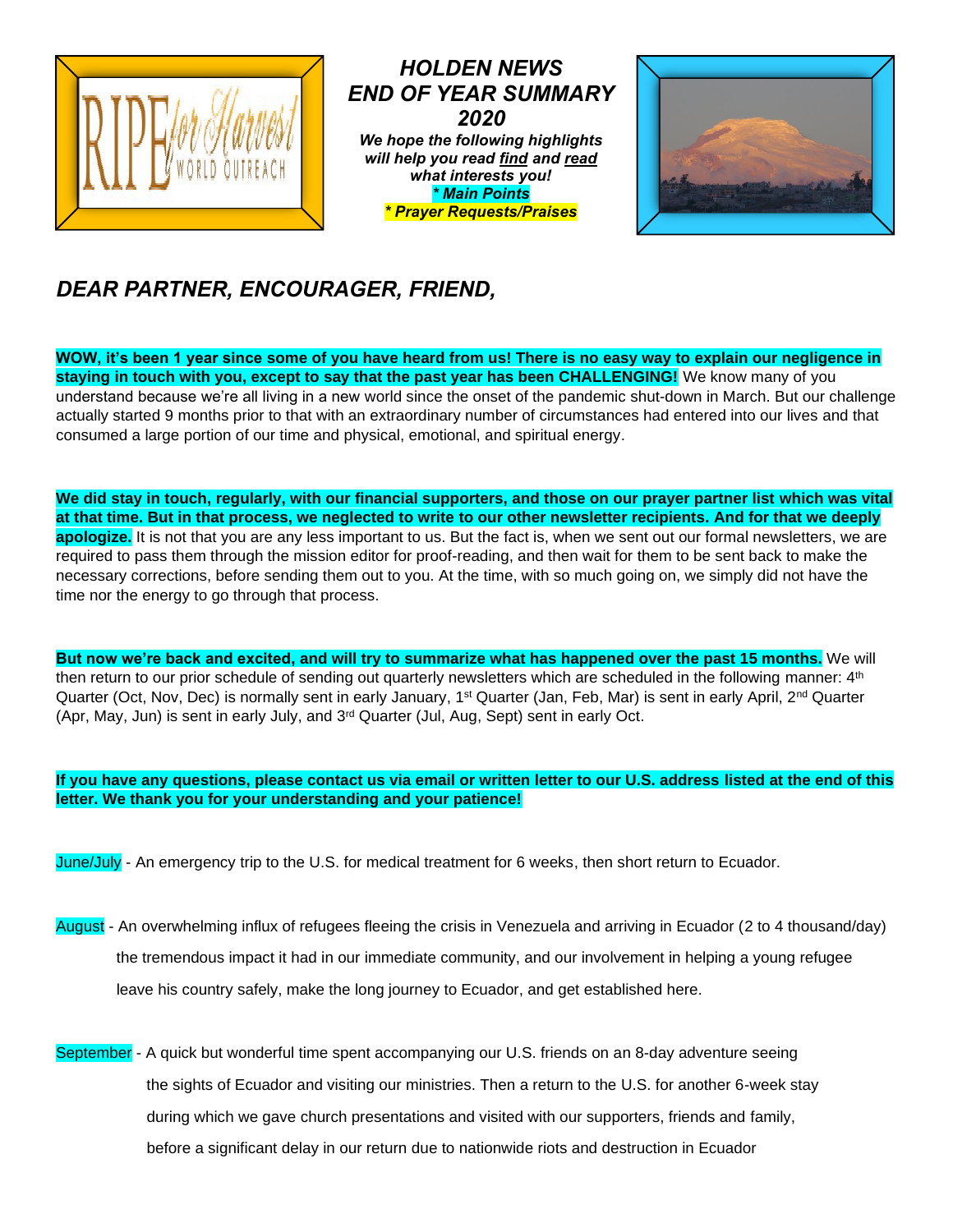# HOLDEN NEWS
# END OF YEAR SUMMARY
# 2020

***We hope the following highlights will help you read <u>find</u> and <u>read</u> what interests you!***

***\* Main Points***

***\* Prayer Requests/Praises***

## *DEAR PARTNER, ENCOURAGER, FRIEND,*

**WOW, it's been 1 year since some of you have heard from us! There is no easy way to explain our negligence in staying in touch with you, except to say that the past year has been CHALLENGING!** We know many of you understand because we're all living in a new world since the onset of the pandemic shut-down in March. But our challenge actually started 9 months prior to that with an extraordinary number of circumstances had entered into our lives and that consumed a large portion of our time and physical, emotional, and spiritual energy.

**We did stay in touch, regularly, with our financial supporters, and those on our prayer partner list which was vital at that time. But in that process, we neglected to write to our other newsletter recipients. And for that we deeply apologize.** It is not that you are any less important to us. But the fact is, when we sent out our formal newsletters, we are required to pass them through the mission editor for proof-reading, and then wait for them to be sent back to make the necessary corrections, before sending them out to you. At the time, with so much going on, we simply did not have the time nor the energy to go through that process.

**But now we're back and excited, and will try to summarize what has happened over the past 15 months.** We will then return to our prior schedule of sending out quarterly newsletters which are scheduled in the following manner: 4th Quarter (Oct, Nov, Dec) is normally sent in early January, 1st Quarter (Jan, Feb, Mar) is sent in early April, 2nd Quarter (Apr, May, Jun) is sent in early July, and 3rd Quarter (Jul, Aug, Sept) sent in early Oct.

**If you have any questions, please contact us via email or written letter to our U.S. address listed at the end of this letter. We thank you for your understanding and your patience!**

June/July - An emergency trip to the U.S. for medical treatment for 6 weeks, then short return to Ecuador.

August - An overwhelming influx of refugees fleeing the crisis in Venezuela and arriving in Ecuador (2 to 4 thousand/day) the tremendous impact it had in our immediate community, and our involvement in helping a young refugee leave his country safely, make the long journey to Ecuador, and get established here.

September - A quick but wonderful time spent accompanying our U.S. friends on an 8-day adventure seeing the sights of Ecuador and visiting our ministries. Then a return to the U.S. for another 6-week stay during which we gave church presentations and visited with our supporters, friends and family, before a significant delay in our return due to nationwide riots and destruction in Ecuador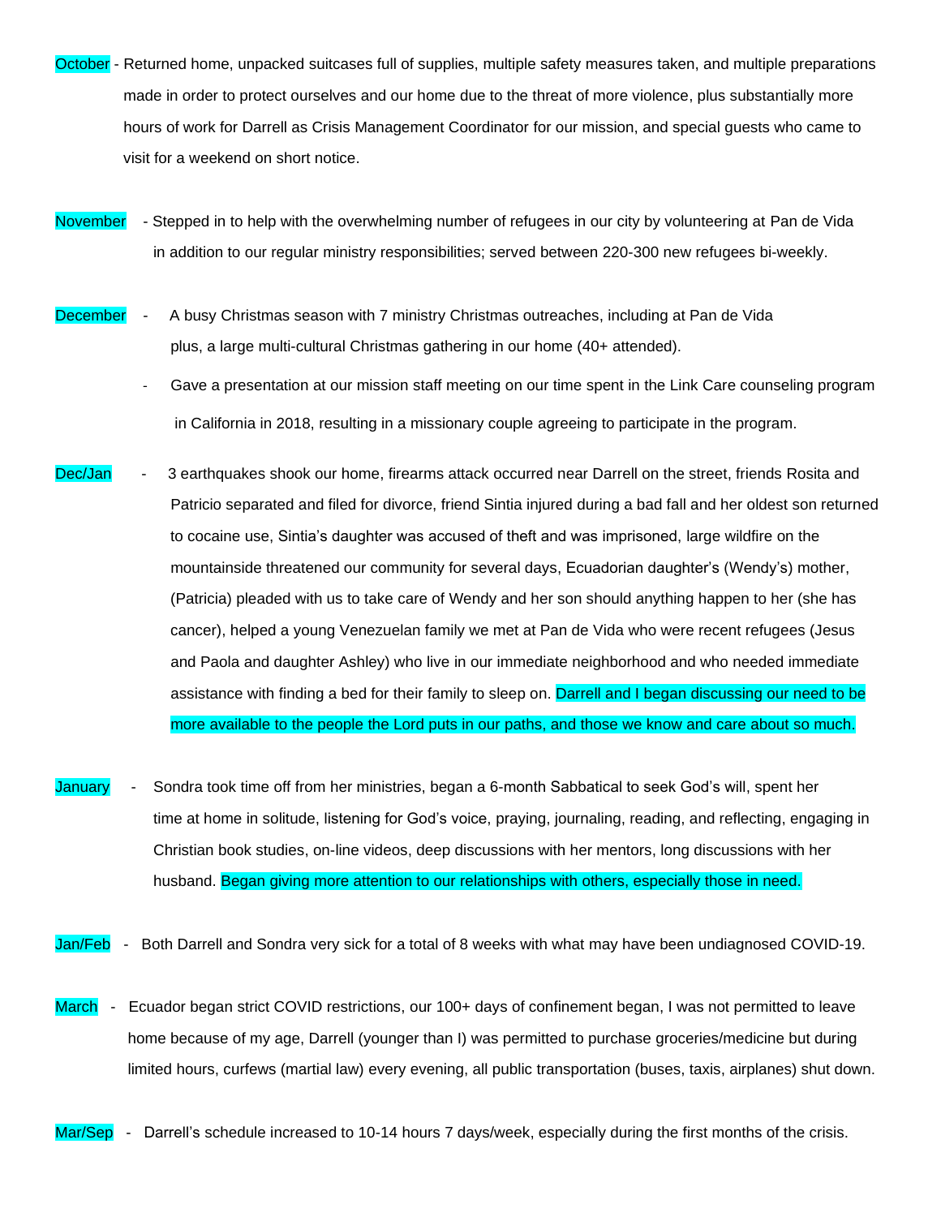**October** - Returned home, unpacked suitcases full of supplies, multiple safety measures taken, and multiple preparations made in order to protect ourselves and our home due to the threat of more violence, plus substantially more hours of work for Darrell as Crisis Management Coordinator for our mission, and special guests who came to visit for a weekend on short notice.

**November** - Stepped in to help with the overwhelming number of refugees in our city by volunteering at Pan de Vida in addition to our regular ministry responsibilities; served between 220-300 new refugees bi-weekly.

**December** - A busy Christmas season with 7 ministry Christmas outreaches, including at Pan de Vida plus, a large multi-cultural Christmas gathering in our home (40+ attended).

- Gave a presentation at our mission staff meeting on our time spent in the Link Care counseling program in California in 2018, resulting in a missionary couple agreeing to participate in the program.

**Dec/Jan** - 3 earthquakes shook our home, firearms attack occurred near Darrell on the street, friends Rosita and Patricio separated and filed for divorce, friend Sintia injured during a bad fall and her oldest son returned to cocaine use, Sintia's daughter was accused of theft and was imprisoned, large wildfire on the mountainside threatened our community for several days, Ecuadorian daughter's (Wendy's) mother, (Patricia) pleaded with us to take care of Wendy and her son should anything happen to her (she has cancer), helped a young Venezuelan family we met at Pan de Vida who were recent refugees (Jesus and Paola and daughter Ashley) who live in our immediate neighborhood and who needed immediate assistance with finding a bed for their family to sleep on. Darrell and I began discussing our need to be more available to the people the Lord puts in our paths, and those we know and care about so much.

**January** - Sondra took time off from her ministries, began a 6-month Sabbatical to seek God's will, spent her time at home in solitude, listening for God's voice, praying, journaling, reading, and reflecting, engaging in Christian book studies, on-line videos, deep discussions with her mentors, long discussions with her husband. Began giving more attention to our relationships with others, especially those in need.

**Jan/Feb** - Both Darrell and Sondra very sick for a total of 8 weeks with what may have been undiagnosed COVID-19.

**March** - Ecuador began strict COVID restrictions, our 100+ days of confinement began, I was not permitted to leave home because of my age, Darrell (younger than I) was permitted to purchase groceries/medicine but during limited hours, curfews (martial law) every evening, all public transportation (buses, taxis, airplanes) shut down.

**Mar/Sep** - Darrell's schedule increased to 10-14 hours 7 days/week, especially during the first months of the crisis.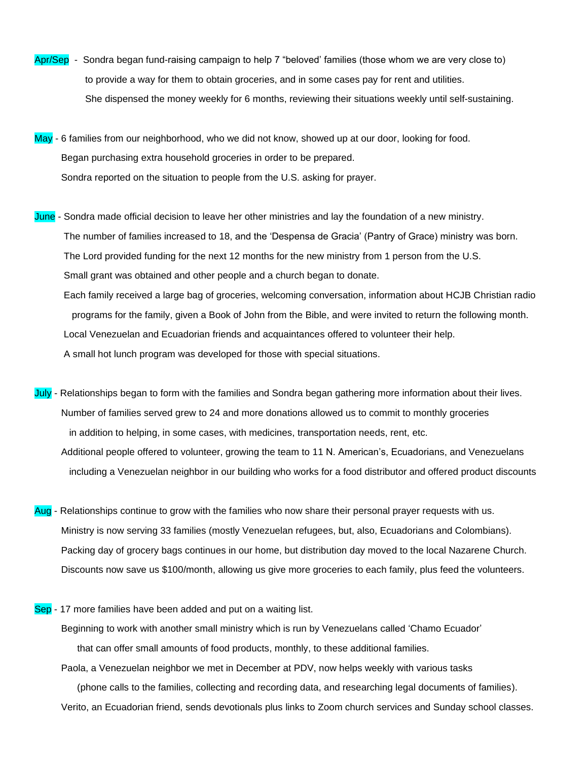**Apr/Sep** - Sondra began fund-raising campaign to help 7 "beloved' families (those whom we are very close to) to provide a way for them to obtain groceries, and in some cases pay for rent and utilities. She dispensed the money weekly for 6 months, reviewing their situations weekly until self-sustaining.

**May** - 6 families from our neighborhood, who we did not know, showed up at our door, looking for food.
Began purchasing extra household groceries in order to be prepared.
Sondra reported on the situation to people from the U.S. asking for prayer.

**June** - Sondra made official decision to leave her other ministries and lay the foundation of a new ministry.
The number of families increased to 18, and the 'Despensa de Gracia' (Pantry of Grace) ministry was born.
The Lord provided funding for the next 12 months for the new ministry from 1 person from the U.S.
Small grant was obtained and other people and a church began to donate.
Each family received a large bag of groceries, welcoming conversation, information about HCJB Christian radio programs for the family, given a Book of John from the Bible, and were invited to return the following month.
Local Venezuelan and Ecuadorian friends and acquaintances offered to volunteer their help.
A small hot lunch program was developed for those with special situations.

**July** - Relationships began to form with the families and Sondra began gathering more information about their lives.
Number of families served grew to 24 and more donations allowed us to commit to monthly groceries in addition to helping, in some cases, with medicines, transportation needs, rent, etc.
Additional people offered to volunteer, growing the team to 11 N. American's, Ecuadorians, and Venezuelans including a Venezuelan neighbor in our building who works for a food distributor and offered product discounts

**Aug** - Relationships continue to grow with the families who now share their personal prayer requests with us.
Ministry is now serving 33 families (mostly Venezuelan refugees, but, also, Ecuadorians and Colombians).
Packing day of grocery bags continues in our home, but distribution day moved to the local Nazarene Church.
Discounts now save us $100/month, allowing us give more groceries to each family, plus feed the volunteers.

**Sep** - 17 more families have been added and put on a waiting list.
Beginning to work with another small ministry which is run by Venezuelans called 'Chamo Ecuador' that can offer small amounts of food products, monthly, to these additional families.
Paola, a Venezuelan neighbor we met in December at PDV, now helps weekly with various tasks (phone calls to the families, collecting and recording data, and researching legal documents of families).
Verito, an Ecuadorian friend, sends devotionals plus links to Zoom church services and Sunday school classes.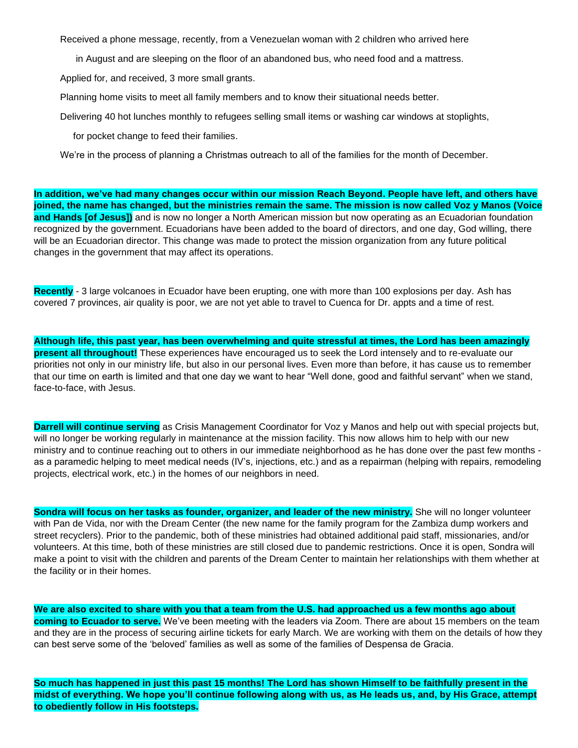Received a phone message, recently, from a Venezuelan woman with 2 children who arrived here in August and are sleeping on the floor of an abandoned bus, who need food and a mattress.

Applied for, and received, 3 more small grants.

Planning home visits to meet all family members and to know their situational needs better.

Delivering 40 hot lunches monthly to refugees selling small items or washing car windows at stoplights, for pocket change to feed their families.

We're in the process of planning a Christmas outreach to all of the families for the month of December.

**In addition, we've had many changes occur within our mission Reach Beyond. People have left, and others have joined, the name has changed, but the ministries remain the same. The mission is now called Voz y Manos (Voice and Hands [of Jesus])** and is now no longer a North American mission but now operating as an Ecuadorian foundation recognized by the government. Ecuadorians have been added to the board of directors, and one day, God willing, there will be an Ecuadorian director. This change was made to protect the mission organization from any future political changes in the government that may affect its operations.

**Recently** - 3 large volcanoes in Ecuador have been erupting, one with more than 100 explosions per day. Ash has covered 7 provinces, air quality is poor, we are not yet able to travel to Cuenca for Dr. appts and a time of rest.

**Although life, this past year, has been overwhelming and quite stressful at times, the Lord has been amazingly present all throughout!** These experiences have encouraged us to seek the Lord intensely and to re-evaluate our priorities not only in our ministry life, but also in our personal lives. Even more than before, it has cause us to remember that our time on earth is limited and that one day we want to hear "Well done, good and faithful servant" when we stand, face-to-face, with Jesus.

**Darrell will continue serving** as Crisis Management Coordinator for Voz y Manos and help out with special projects but, will no longer be working regularly in maintenance at the mission facility. This now allows him to help with our new ministry and to continue reaching out to others in our immediate neighborhood as he has done over the past few months - as a paramedic helping to meet medical needs (IV's, injections, etc.) and as a repairman (helping with repairs, remodeling projects, electrical work, etc.) in the homes of our neighbors in need.

**Sondra will focus on her tasks as founder, organizer, and leader of the new ministry.** She will no longer volunteer with Pan de Vida, nor with the Dream Center (the new name for the family program for the Zambiza dump workers and street recyclers). Prior to the pandemic, both of these ministries had obtained additional paid staff, missionaries, and/or volunteers. At this time, both of these ministries are still closed due to pandemic restrictions. Once it is open, Sondra will make a point to visit with the children and parents of the Dream Center to maintain her relationships with them whether at the facility or in their homes.

**We are also excited to share with you that a team from the U.S. had approached us a few months ago about coming to Ecuador to serve.** We've been meeting with the leaders via Zoom. There are about 15 members on the team and they are in the process of securing airline tickets for early March. We are working with them on the details of how they can best serve some of the 'beloved' families as well as some of the families of Despensa de Gracia.

**So much has happened in just this past 15 months! The Lord has shown Himself to be faithfully present in the midst of everything. We hope you'll continue following along with us, as He leads us, and, by His Grace, attempt to obediently follow in His footsteps.**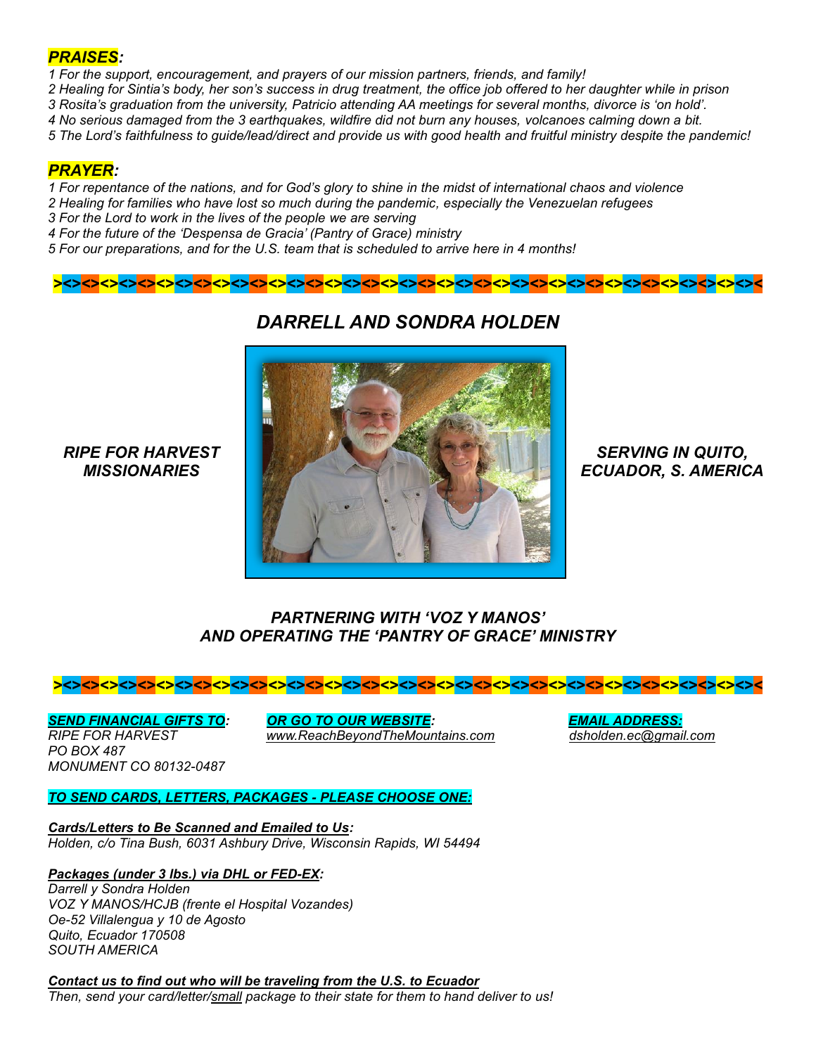***PRAISES:***

*1 For the support, encouragement, and prayers of our mission partners, friends, and family!*
*2 Healing for Sintia's body, her son's success in drug treatment, the office job offered to her daughter while in prison*
*3 Rosita's graduation from the university, Patricio attending AA meetings for several months, divorce is 'on hold'.*
*4 No serious damaged from the 3 earthquakes, wildfire did not burn any houses, volcanoes calming down a bit.*
*5 The Lord's faithfulness to guide/lead/direct and provide us with good health and fruitful ministry despite the pandemic!*

***PRAYER:***

*1 For repentance of the nations, and for God's glory to shine in the midst of international chaos and violence*
*2 Healing for families who have lost so much during the pandemic, especially the Venezuelan refugees*
*3 For the Lord to work in the lives of the people we are serving*
*4 For the future of the 'Despensa de Gracia' (Pantry of Grace) ministry*
*5 For our preparations, and for the U.S. team that is scheduled to arrive here in 4 months!*

><><><><><><><><><><><><><><><><><><><><><><><><><><><><><><><><><><><><><><><><><

## *DARRELL AND SONDRA HOLDEN*

***RIPE FOR HARVEST MISSIONARIES***

***SERVING IN QUITO, ECUADOR, S. AMERICA***

***PARTNERING WITH 'VOZ Y MANOS' AND OPERATING THE 'PANTRY OF GRACE' MINISTRY***

><><><><><><><><><><><><><><><><><><><><><><><><><><><><><><><><><><><><><><><><><

***SEND FINANCIAL GIFTS TO:***
*RIPE FOR HARVEST*
*PO BOX 487*
*MONUMENT CO 80132-0487*

***OR GO TO OUR WEBSITE:***
*www.ReachBeyondTheMountains.com*

***EMAIL ADDRESS:***
*dsholden.ec@gmail.com*

***TO SEND CARDS, LETTERS, PACKAGES - PLEASE CHOOSE ONE:***

***Cards/Letters to Be Scanned and Emailed to Us:***
*Holden, c/o Tina Bush, 6031 Ashbury Drive, Wisconsin Rapids, WI 54494*

***Packages (under 3 lbs.) via DHL or FED-EX:***
*Darrell y Sondra Holden*
*VOZ Y MANOS/HCJB (frente el Hospital Vozandes)*
*Oe-52 Villalengua y 10 de Agosto*
*Quito, Ecuador 170508*
*SOUTH AMERICA*

***Contact us to find out who will be traveling from the U.S. to Ecuador***
*Then, send your card/letter/small package to their state for them to hand deliver to us!*